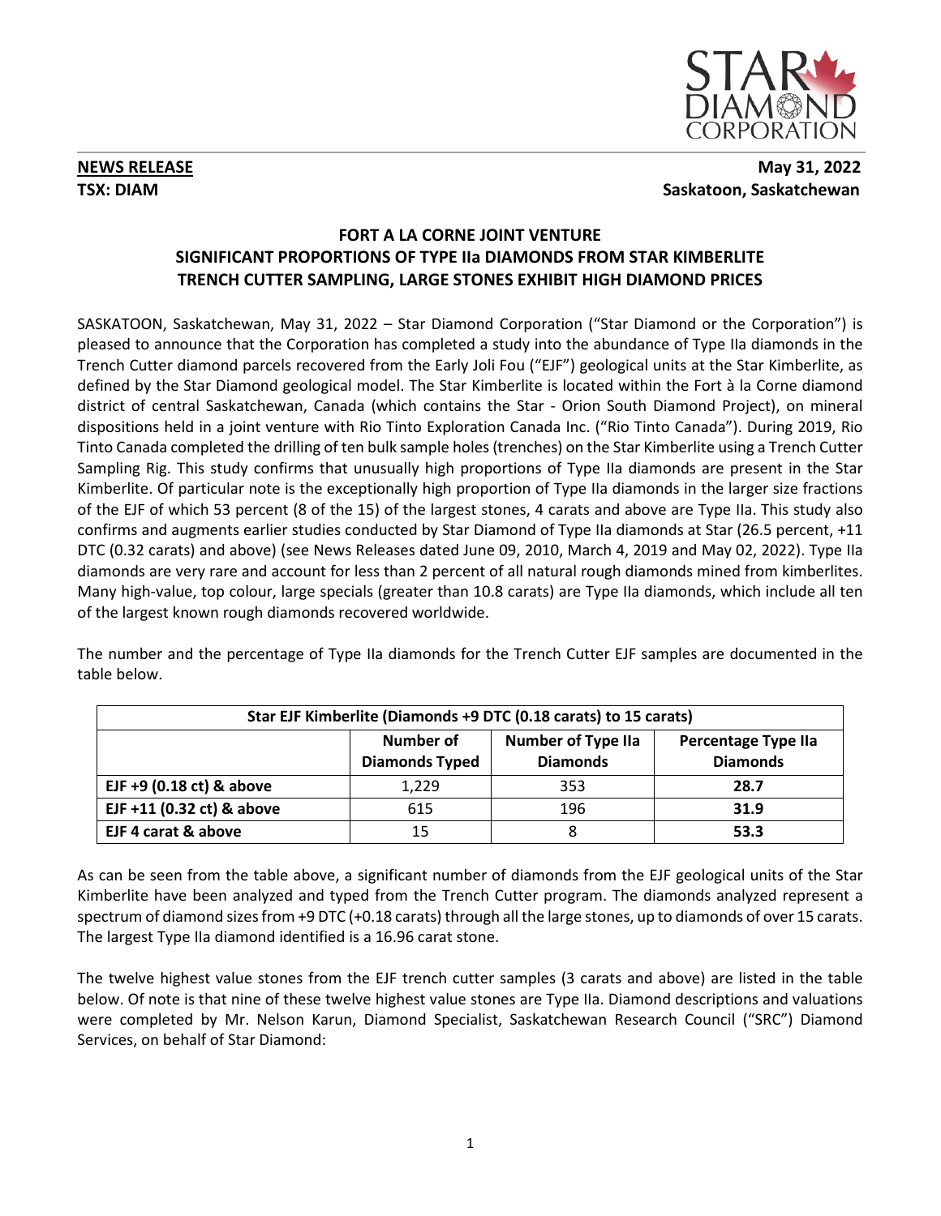**NEWS RELEASE** **May 31, 2022**

**TSX: DIAM** **Saskatoon, Saskatchewan**

# FORT A LA CORNE JOINT VENTURE SIGNIFICANT PROPORTIONS OF TYPE IIa DIAMONDS FROM STAR KIMBERLITE TRENCH CUTTER SAMPLING, LARGE STONES EXHIBIT HIGH DIAMOND PRICES

SASKATOON, Saskatchewan, May 31, 2022 – Star Diamond Corporation ("Star Diamond or the Corporation") is pleased to announce that the Corporation has completed a study into the abundance of Type IIa diamonds in the Trench Cutter diamond parcels recovered from the Early Joli Fou ("EJF") geological units at the Star Kimberlite, as defined by the Star Diamond geological model. The Star Kimberlite is located within the Fort à la Corne diamond district of central Saskatchewan, Canada (which contains the Star - Orion South Diamond Project), on mineral dispositions held in a joint venture with Rio Tinto Exploration Canada Inc. ("Rio Tinto Canada"). During 2019, Rio Tinto Canada completed the drilling of ten bulk sample holes (trenches) on the Star Kimberlite using a Trench Cutter Sampling Rig. This study confirms that unusually high proportions of Type IIa diamonds are present in the Star Kimberlite. Of particular note is the exceptionally high proportion of Type IIa diamonds in the larger size fractions of the EJF of which 53 percent (8 of the 15) of the largest stones, 4 carats and above are Type IIa. This study also confirms and augments earlier studies conducted by Star Diamond of Type IIa diamonds at Star (26.5 percent, +11 DTC (0.32 carats) and above) (see News Releases dated June 09, 2010, March 4, 2019 and May 02, 2022). Type IIa diamonds are very rare and account for less than 2 percent of all natural rough diamonds mined from kimberlites. Many high-value, top colour, large specials (greater than 10.8 carats) are Type IIa diamonds, which include all ten of the largest known rough diamonds recovered worldwide.

The number and the percentage of Type IIa diamonds for the Trench Cutter EJF samples are documented in the table below.

| Star EJF Kimberlite (Diamonds +9 DTC (0.18 carats) to 15 carats) | | | |
|---|---|---|---|
| | **Number of Diamonds Typed** | **Number of Type IIa Diamonds** | **Percentage Type IIa Diamonds** |
| **EJF +9 (0.18 ct) & above** | 1,229 | 353 | **28.7** |
| **EJF +11 (0.32 ct) & above** | 615 | 196 | **31.9** |
| **EJF 4 carat & above** | 15 | 8 | **53.3** |

As can be seen from the table above, a significant number of diamonds from the EJF geological units of the Star Kimberlite have been analyzed and typed from the Trench Cutter program. The diamonds analyzed represent a spectrum of diamond sizes from +9 DTC (+0.18 carats) through all the large stones, up to diamonds of over 15 carats. The largest Type IIa diamond identified is a 16.96 carat stone.

The twelve highest value stones from the EJF trench cutter samples (3 carats and above) are listed in the table below. Of note is that nine of these twelve highest value stones are Type IIa. Diamond descriptions and valuations were completed by Mr. Nelson Karun, Diamond Specialist, Saskatchewan Research Council ("SRC") Diamond Services, on behalf of Star Diamond: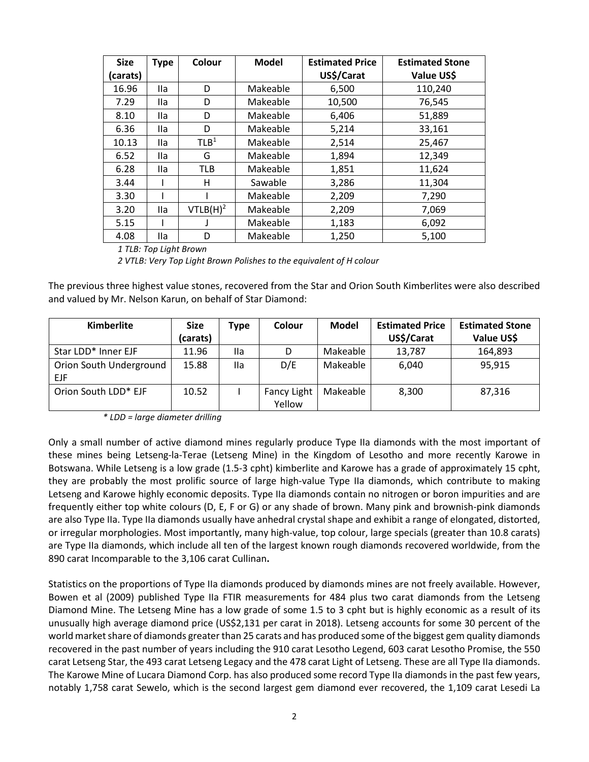| Size (carats) | Type | Colour | Model | Estimated Price US$/Carat | Estimated Stone Value US$ |
|---|---|---|---|---|---|
| 16.96 | IIa | D | Makeable | 6,500 | 110,240 |
| 7.29 | IIa | D | Makeable | 10,500 | 76,545 |
| 8.10 | IIa | D | Makeable | 6,406 | 51,889 |
| 6.36 | IIa | D | Makeable | 5,214 | 33,161 |
| 10.13 | IIa | TLB[1] | Makeable | 2,514 | 25,467 |
| 6.52 | IIa | G | Makeable | 1,894 | 12,349 |
| 6.28 | IIa | TLB | Makeable | 1,851 | 11,624 |
| 3.44 | I | H | Sawable | 3,286 | 11,304 |
| 3.30 | I | I | Makeable | 2,209 | 7,290 |
| 3.20 | IIa | VTLB(H)[2] | Makeable | 2,209 | 7,069 |
| 5.15 | I | J | Makeable | 1,183 | 6,092 |
| 4.08 | IIa | D | Makeable | 1,250 | 5,100 |

*1 TLB: Top Light Brown*

*2 VTLB: Very Top Light Brown Polishes to the equivalent of H colour*

The previous three highest value stones, recovered from the Star and Orion South Kimberlites were also described and valued by Mr. Nelson Karun, on behalf of Star Diamond:

| Kimberlite | Size (carats) | Type | Colour | Model | Estimated Price US$/Carat | Estimated Stone Value US$ |
|---|---|---|---|---|---|---|
| Star LDD* Inner EJF | 11.96 | IIa | D | Makeable | 13,787 | 164,893 |
| Orion South Underground EJF | 15.88 | IIa | D/E | Makeable | 6,040 | 95,915 |
| Orion South LDD* EJF | 10.52 | I | Fancy Light Yellow | Makeable | 8,300 | 87,316 |

*\* LDD = large diameter drilling*

Only a small number of active diamond mines regularly produce Type IIa diamonds with the most important of these mines being Letseng-la-Terae (Letseng Mine) in the Kingdom of Lesotho and more recently Karowe in Botswana. While Letseng is a low grade (1.5-3 cpht) kimberlite and Karowe has a grade of approximately 15 cpht, they are probably the most prolific source of large high-value Type IIa diamonds, which contribute to making Letseng and Karowe highly economic deposits. Type IIa diamonds contain no nitrogen or boron impurities and are frequently either top white colours (D, E, F or G) or any shade of brown. Many pink and brownish-pink diamonds are also Type IIa. Type IIa diamonds usually have anhedral crystal shape and exhibit a range of elongated, distorted, or irregular morphologies. Most importantly, many high-value, top colour, large specials (greater than 10.8 carats) are Type IIa diamonds, which include all ten of the largest known rough diamonds recovered worldwide, from the 890 carat Incomparable to the 3,106 carat Cullinan**.**

Statistics on the proportions of Type IIa diamonds produced by diamonds mines are not freely available. However, Bowen et al (2009) published Type IIa FTIR measurements for 484 plus two carat diamonds from the Letseng Diamond Mine. The Letseng Mine has a low grade of some 1.5 to 3 cpht but is highly economic as a result of its unusually high average diamond price (US$2,131 per carat in 2018). Letseng accounts for some 30 percent of the world market share of diamonds greater than 25 carats and has produced some of the biggest gem quality diamonds recovered in the past number of years including the 910 carat Lesotho Legend, 603 carat Lesotho Promise, the 550 carat Letseng Star, the 493 carat Letseng Legacy and the 478 carat Light of Letseng. These are all Type IIa diamonds. The Karowe Mine of Lucara Diamond Corp. has also produced some record Type IIa diamonds in the past few years, notably 1,758 carat Sewelo, which is the second largest gem diamond ever recovered, the 1,109 carat Lesedi La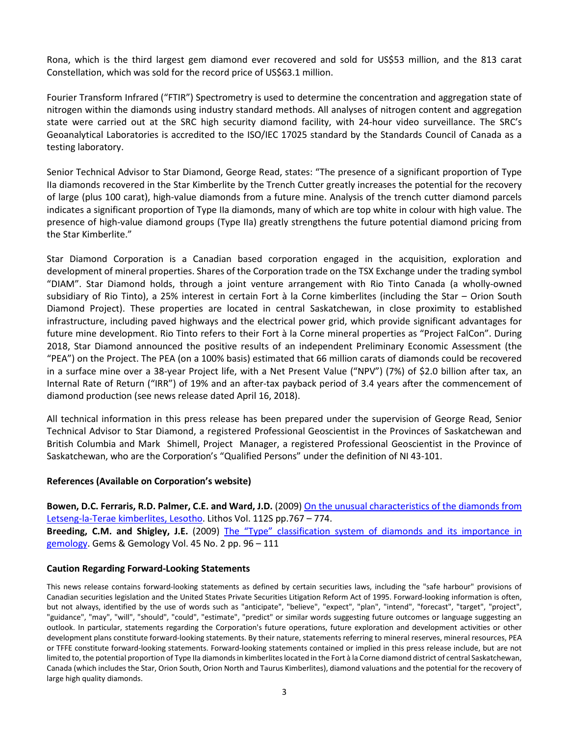Rona, which is the third largest gem diamond ever recovered and sold for US$53 million, and the 813 carat Constellation, which was sold for the record price of US$63.1 million.

Fourier Transform Infrared ("FTIR") Spectrometry is used to determine the concentration and aggregation state of nitrogen within the diamonds using industry standard methods. All analyses of nitrogen content and aggregation state were carried out at the SRC high security diamond facility, with 24-hour video surveillance. The SRC's Geoanalytical Laboratories is accredited to the ISO/IEC 17025 standard by the Standards Council of Canada as a testing laboratory.

Senior Technical Advisor to Star Diamond, George Read, states: "The presence of a significant proportion of Type IIa diamonds recovered in the Star Kimberlite by the Trench Cutter greatly increases the potential for the recovery of large (plus 100 carat), high-value diamonds from a future mine. Analysis of the trench cutter diamond parcels indicates a significant proportion of Type IIa diamonds, many of which are top white in colour with high value. The presence of high-value diamond groups (Type IIa) greatly strengthens the future potential diamond pricing from the Star Kimberlite."

Star Diamond Corporation is a Canadian based corporation engaged in the acquisition, exploration and development of mineral properties. Shares of the Corporation trade on the TSX Exchange under the trading symbol "DIAM". Star Diamond holds, through a joint venture arrangement with Rio Tinto Canada (a wholly-owned subsidiary of Rio Tinto), a 25% interest in certain Fort à la Corne kimberlites (including the Star – Orion South Diamond Project). These properties are located in central Saskatchewan, in close proximity to established infrastructure, including paved highways and the electrical power grid, which provide significant advantages for future mine development. Rio Tinto refers to their Fort à la Corne mineral properties as "Project FalCon". During 2018, Star Diamond announced the positive results of an independent Preliminary Economic Assessment (the "PEA") on the Project. The PEA (on a 100% basis) estimated that 66 million carats of diamonds could be recovered in a surface mine over a 38-year Project life, with a Net Present Value ("NPV") (7%) of $2.0 billion after tax, an Internal Rate of Return ("IRR") of 19% and an after-tax payback period of 3.4 years after the commencement of diamond production (see news release dated April 16, 2018).

All technical information in this press release has been prepared under the supervision of George Read, Senior Technical Advisor to Star Diamond, a registered Professional Geoscientist in the Provinces of Saskatchewan and British Columbia and Mark Shimell, Project Manager, a registered Professional Geoscientist in the Province of Saskatchewan, who are the Corporation's "Qualified Persons" under the definition of NI 43-101.

**References (Available on Corporation's website)**

**Bowen, D.C. Ferraris, R.D. Palmer, C.E. and Ward, J.D.** (2009) On the unusual characteristics of the diamonds from Letseng-la-Terae kimberlites, Lesotho. Lithos Vol. 112S pp.767 – 774.
**Breeding, C.M. and Shigley, J.E.** (2009) The "Type" classification system of diamonds and its importance in gemology. Gems & Gemology Vol. 45 No. 2 pp. 96 – 111

**Caution Regarding Forward-Looking Statements**

This news release contains forward-looking statements as defined by certain securities laws, including the "safe harbour" provisions of Canadian securities legislation and the United States Private Securities Litigation Reform Act of 1995. Forward-looking information is often, but not always, identified by the use of words such as "anticipate", "believe", "expect", "plan", "intend", "forecast", "target", "project", "guidance", "may", "will", "should", "could", "estimate", "predict" or similar words suggesting future outcomes or language suggesting an outlook. In particular, statements regarding the Corporation's future operations, future exploration and development activities or other development plans constitute forward-looking statements. By their nature, statements referring to mineral reserves, mineral resources, PEA or TFFE constitute forward-looking statements. Forward-looking statements contained or implied in this press release include, but are not limited to, the potential proportion of Type IIa diamonds in kimberlites located in the Fort à la Corne diamond district of central Saskatchewan, Canada (which includes the Star, Orion South, Orion North and Taurus Kimberlites), diamond valuations and the potential for the recovery of large high quality diamonds.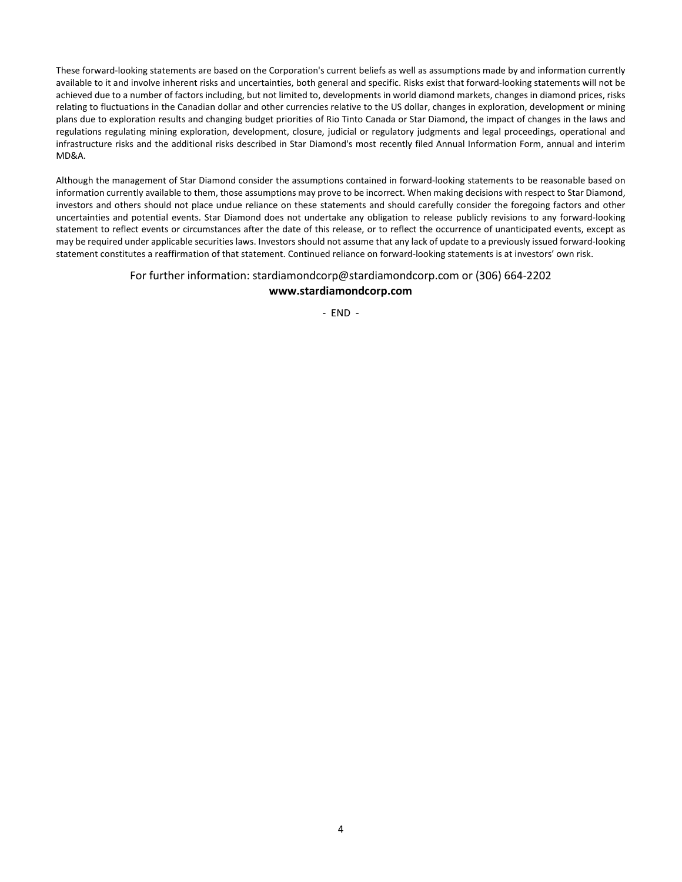These forward-looking statements are based on the Corporation's current beliefs as well as assumptions made by and information currently available to it and involve inherent risks and uncertainties, both general and specific. Risks exist that forward-looking statements will not be achieved due to a number of factors including, but not limited to, developments in world diamond markets, changes in diamond prices, risks relating to fluctuations in the Canadian dollar and other currencies relative to the US dollar, changes in exploration, development or mining plans due to exploration results and changing budget priorities of Rio Tinto Canada or Star Diamond, the impact of changes in the laws and regulations regulating mining exploration, development, closure, judicial or regulatory judgments and legal proceedings, operational and infrastructure risks and the additional risks described in Star Diamond's most recently filed Annual Information Form, annual and interim MD&A.

Although the management of Star Diamond consider the assumptions contained in forward-looking statements to be reasonable based on information currently available to them, those assumptions may prove to be incorrect. When making decisions with respect to Star Diamond, investors and others should not place undue reliance on these statements and should carefully consider the foregoing factors and other uncertainties and potential events. Star Diamond does not undertake any obligation to release publicly revisions to any forward-looking statement to reflect events or circumstances after the date of this release, or to reflect the occurrence of unanticipated events, except as may be required under applicable securities laws. Investors should not assume that any lack of update to a previously issued forward-looking statement constitutes a reaffirmation of that statement. Continued reliance on forward-looking statements is at investors' own risk.

For further information: stardiamondcorp@stardiamondcorp.com or (306) 664-2202

**www.stardiamondcorp.com**

- END -